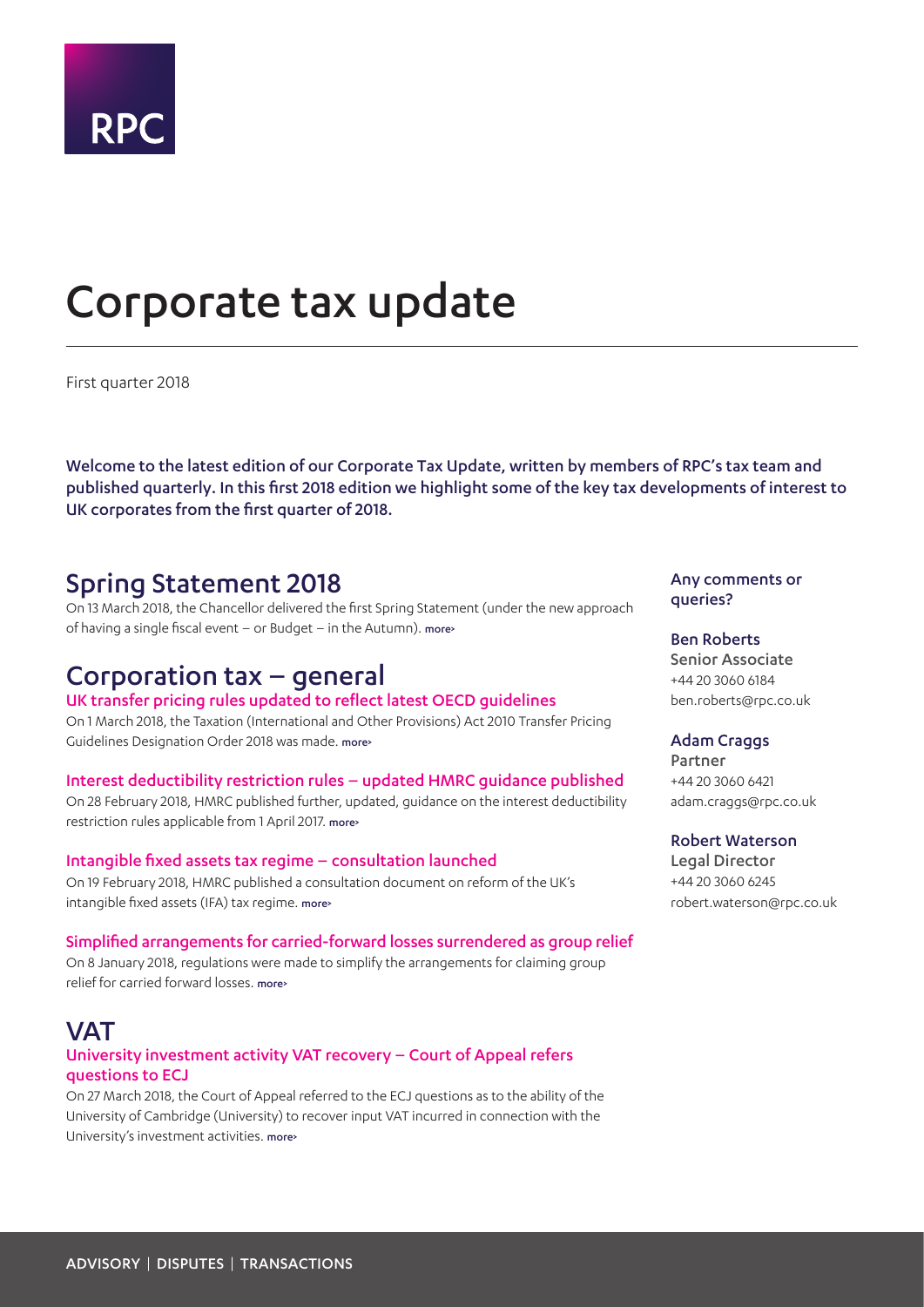RPC

# Corporate tax update

First quarter 2018

**Welcome to the latest edition of our Corporate Tax Update, written by members of RPC's tax team and published quarterly. In this first 2018 edition we highlight some of the key tax developments of interest to UK corporates from the first quarter of 2018.**

## Spring Statement 2018

On 13 March 2018, the Chancellor delivered the first Spring Statement (under the new approach of having a single fiscal event – or Budget – in the Autumn). more›

## Corporation tax – general

### UK transfer pricing rules updated to reflect latest OECD guidelines

On 1 March 2018, the Taxation (International and Other Provisions) Act 2010 Transfer Pricing Guidelines Designation Order 2018 was made. more›

### Interest deductibility restriction rules – updated HMRC guidance published

On 28 February 2018, HMRC published further, updated, guidance on the interest deductibility restriction rules applicable from 1 April 2017. more›

### Intangible fixed assets tax regime – consultation launched

On 19 February 2018, HMRC published a consultation document on reform of the UK's intangible fixed assets (IFA) tax regime. more›

### Simplified arrangements for carried-forward losses surrendered as group relief

On 8 January 2018, regulations were made to simplify the arrangements for claiming group relief for carried forward losses. more›

## VAT

### University investment activity VAT recovery – Court of Appeal refers questions to ECJ

On 27 March 2018, the Court of Appeal referred to the ECJ questions as to the ability of the University of Cambridge (University) to recover input VAT incurred in connection with the University's investment activities. more›

**Any comments or queries?**

**Ben Roberts**
Senior Associate
+44 20 3060 6184
ben.roberts@rpc.co.uk

**Adam Craggs**
Partner
+44 20 3060 6421
adam.craggs@rpc.co.uk

**Robert Waterson**
Legal Director
+44 20 3060 6245
robert.waterson@rpc.co.uk

ADVISORY | DISPUTES | TRANSACTIONS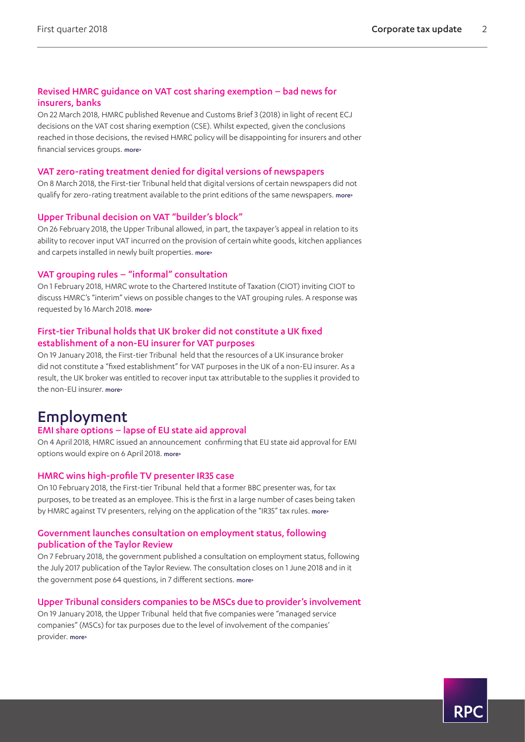### Revised HMRC guidance on VAT cost sharing exemption – bad news for insurers, banks

On 22 March 2018, HMRC published Revenue and Customs Brief 3 (2018) in light of recent ECJ decisions on the VAT cost sharing exemption (CSE). Whilst expected, given the conclusions reached in those decisions, the revised HMRC policy will be disappointing for insurers and other financial services groups. more›

### VAT zero-rating treatment denied for digital versions of newspapers

On 8 March 2018, the First-tier Tribunal held that digital versions of certain newspapers did not qualify for zero-rating treatment available to the print editions of the same newspapers. more›

### Upper Tribunal decision on VAT "builder's block"

On 26 February 2018, the Upper Tribunal allowed, in part, the taxpayer's appeal in relation to its ability to recover input VAT incurred on the provision of certain white goods, kitchen appliances and carpets installed in newly built properties. more›

### VAT grouping rules – "informal" consultation

On 1 February 2018, HMRC wrote to the Chartered Institute of Taxation (CIOT) inviting CIOT to discuss HMRC's "interim" views on possible changes to the VAT grouping rules. A response was requested by 16 March 2018. more›

### First-tier Tribunal holds that UK broker did not constitute a UK fixed establishment of a non-EU insurer for VAT purposes

On 19 January 2018, the First-tier Tribunal held that the resources of a UK insurance broker did not constitute a "fixed establishment" for VAT purposes in the UK of a non-EU insurer. As a result, the UK broker was entitled to recover input tax attributable to the supplies it provided to the non-EU insurer. more›

## Employment

### EMI share options – lapse of EU state aid approval

On 4 April 2018, HMRC issued an announcement confirming that EU state aid approval for EMI options would expire on 6 April 2018. more›

### HMRC wins high-profile TV presenter IR35 case

On 10 February 2018, the First-tier Tribunal held that a former BBC presenter was, for tax purposes, to be treated as an employee. This is the first in a large number of cases being taken by HMRC against TV presenters, relying on the application of the "IR35" tax rules. more›

### Government launches consultation on employment status, following publication of the Taylor Review

On 7 February 2018, the government published a consultation on employment status, following the July 2017 publication of the Taylor Review. The consultation closes on 1 June 2018 and in it the government pose 64 questions, in 7 different sections. more›

### Upper Tribunal considers companies to be MSCs due to provider's involvement

On 19 January 2018, the Upper Tribunal held that five companies were "managed service companies" (MSCs) for tax purposes due to the level of involvement of the companies' provider. more›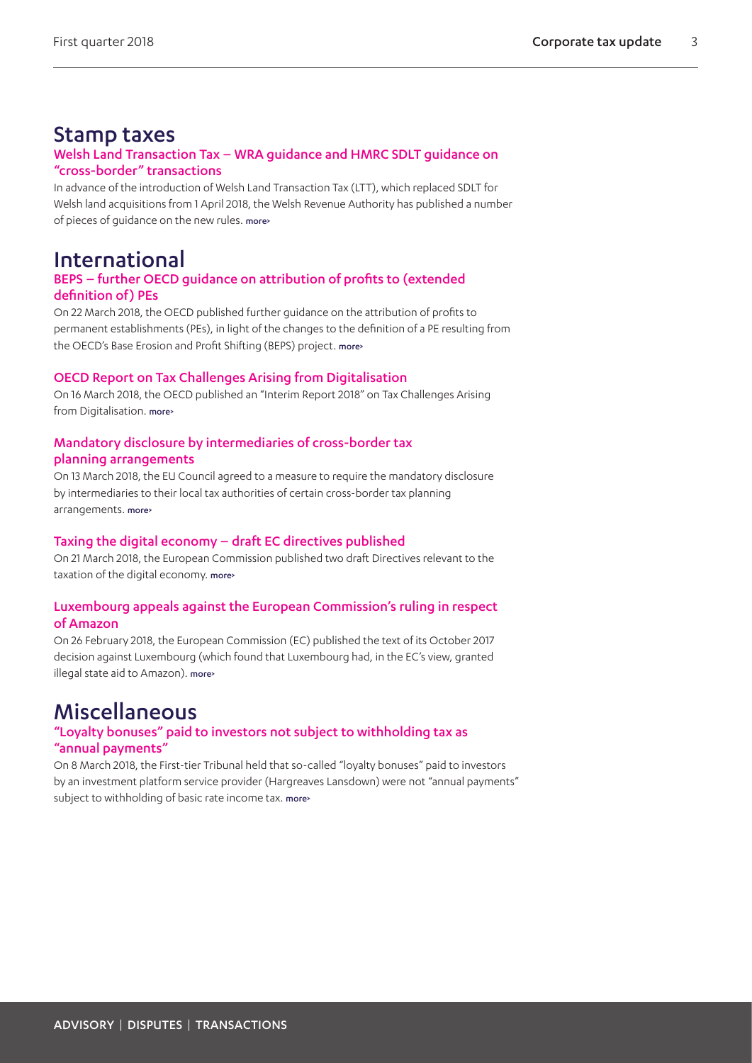# Stamp taxes

### Welsh Land Transaction Tax – WRA guidance and HMRC SDLT guidance on "cross-border" transactions

In advance of the introduction of Welsh Land Transaction Tax (LTT), which replaced SDLT for Welsh land acquisitions from 1 April 2018, the Welsh Revenue Authority has published a number of pieces of guidance on the new rules. more›

# International

### BEPS – further OECD guidance on attribution of profits to (extended definition of) PEs

On 22 March 2018, the OECD published further guidance on the attribution of profits to permanent establishments (PEs), in light of the changes to the definition of a PE resulting from the OECD's Base Erosion and Profit Shifting (BEPS) project. more›

### OECD Report on Tax Challenges Arising from Digitalisation

On 16 March 2018, the OECD published an "Interim Report 2018" on Tax Challenges Arising from Digitalisation. more›

### Mandatory disclosure by intermediaries of cross-border tax planning arrangements

On 13 March 2018, the EU Council agreed to a measure to require the mandatory disclosure by intermediaries to their local tax authorities of certain cross-border tax planning arrangements. more›

### Taxing the digital economy – draft EC directives published

On 21 March 2018, the European Commission published two draft Directives relevant to the taxation of the digital economy. more›

### Luxembourg appeals against the European Commission's ruling in respect of Amazon

On 26 February 2018, the European Commission (EC) published the text of its October 2017 decision against Luxembourg (which found that Luxembourg had, in the EC's view, granted illegal state aid to Amazon). more›

# Miscellaneous

### "Loyalty bonuses" paid to investors not subject to withholding tax as "annual payments"

On 8 March 2018, the First-tier Tribunal held that so-called "loyalty bonuses" paid to investors by an investment platform service provider (Hargreaves Lansdown) were not "annual payments" subject to withholding of basic rate income tax. more›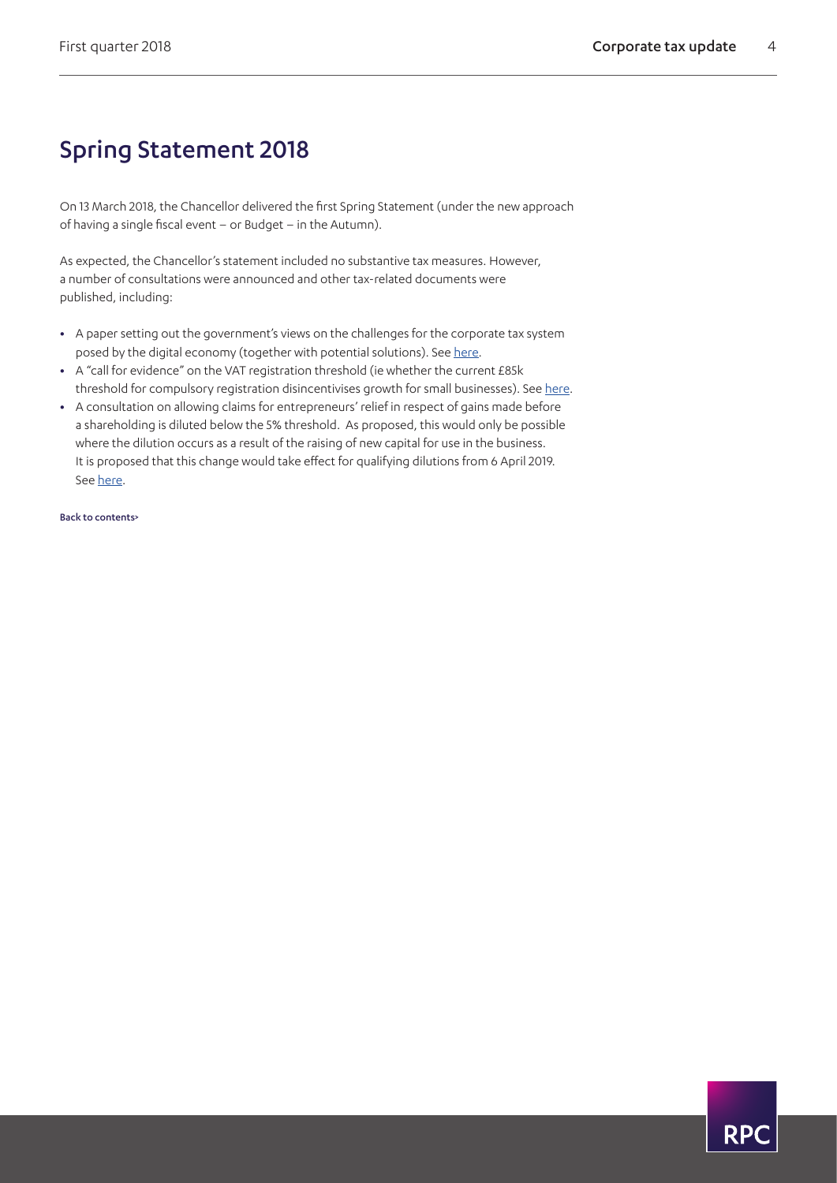# Spring Statement 2018

On 13 March 2018, the Chancellor delivered the first Spring Statement (under the new approach of having a single fiscal event – or Budget – in the Autumn).

As expected, the Chancellor's statement included no substantive tax measures. However, a number of consultations were announced and other tax-related documents were published, including:

- A paper setting out the government's views on the challenges for the corporate tax system posed by the digital economy (together with potential solutions). See here.
- A "call for evidence" on the VAT registration threshold (ie whether the current £85k threshold for compulsory registration disincentivises growth for small businesses). See here.
- A consultation on allowing claims for entrepreneurs' relief in respect of gains made before a shareholding is diluted below the 5% threshold. As proposed, this would only be possible where the dilution occurs as a result of the raising of new capital for use in the business. It is proposed that this change would take effect for qualifying dilutions from 6 April 2019. See here.

Back to contents>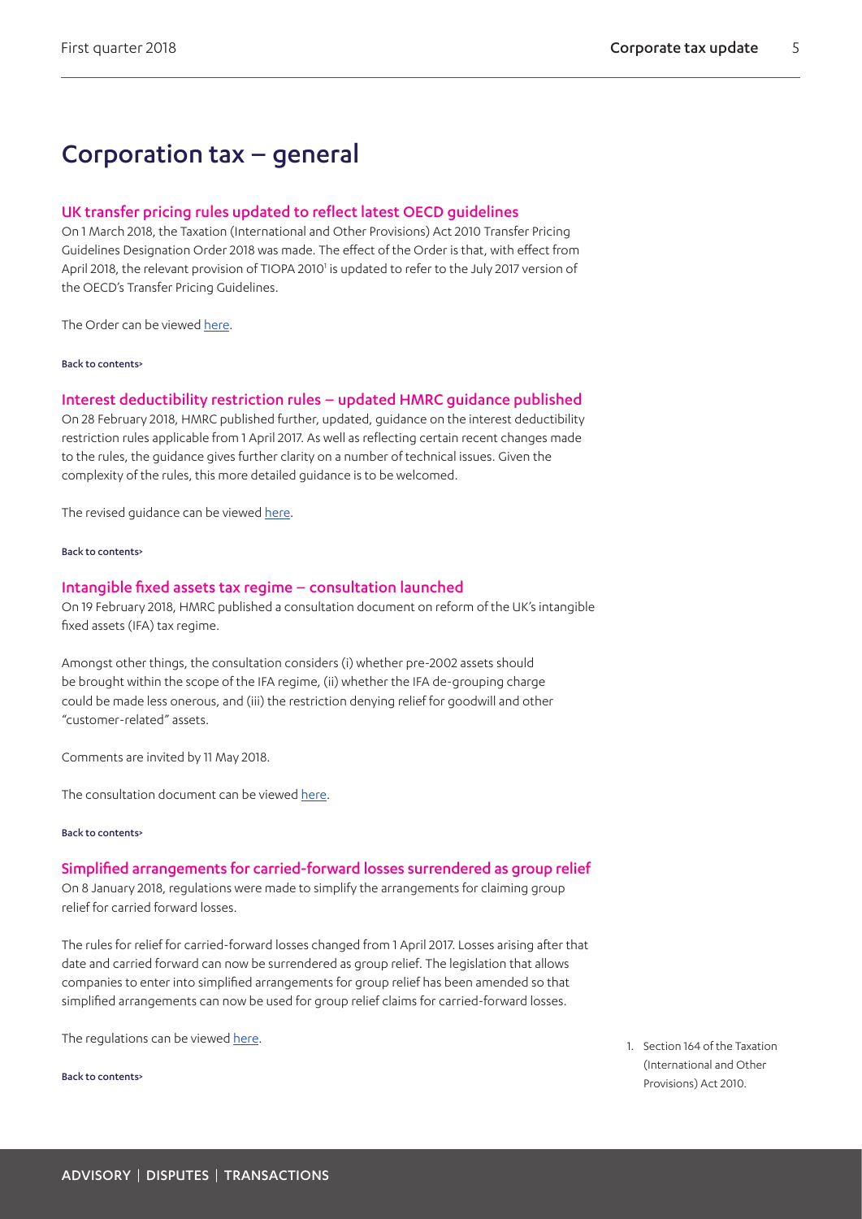# Corporation tax – general

## UK transfer pricing rules updated to reflect latest OECD guidelines

On 1 March 2018, the Taxation (International and Other Provisions) Act 2010 Transfer Pricing Guidelines Designation Order 2018 was made. The effect of the Order is that, with effect from April 2018, the relevant provision of TIOPA 2010[1] is updated to refer to the July 2017 version of the OECD's Transfer Pricing Guidelines.

The Order can be viewed here.

Back to contents>

## Interest deductibility restriction rules – updated HMRC guidance published

On 28 February 2018, HMRC published further, updated, guidance on the interest deductibility restriction rules applicable from 1 April 2017. As well as reflecting certain recent changes made to the rules, the guidance gives further clarity on a number of technical issues. Given the complexity of the rules, this more detailed guidance is to be welcomed.

The revised guidance can be viewed here.

Back to contents>

## Intangible fixed assets tax regime – consultation launched

On 19 February 2018, HMRC published a consultation document on reform of the UK's intangible fixed assets (IFA) tax regime.

Amongst other things, the consultation considers (i) whether pre-2002 assets should be brought within the scope of the IFA regime, (ii) whether the IFA de-grouping charge could be made less onerous, and (iii) the restriction denying relief for goodwill and other "customer-related" assets.

Comments are invited by 11 May 2018.

The consultation document can be viewed here.

Back to contents>

## Simplified arrangements for carried-forward losses surrendered as group relief

On 8 January 2018, regulations were made to simplify the arrangements for claiming group relief for carried forward losses.

The rules for relief for carried-forward losses changed from 1 April 2017. Losses arising after that date and carried forward can now be surrendered as group relief. The legislation that allows companies to enter into simplified arrangements for group relief has been amended so that simplified arrangements can now be used for group relief claims for carried-forward losses.

The regulations can be viewed here.

Back to contents>

1. Section 164 of the Taxation (International and Other Provisions) Act 2010.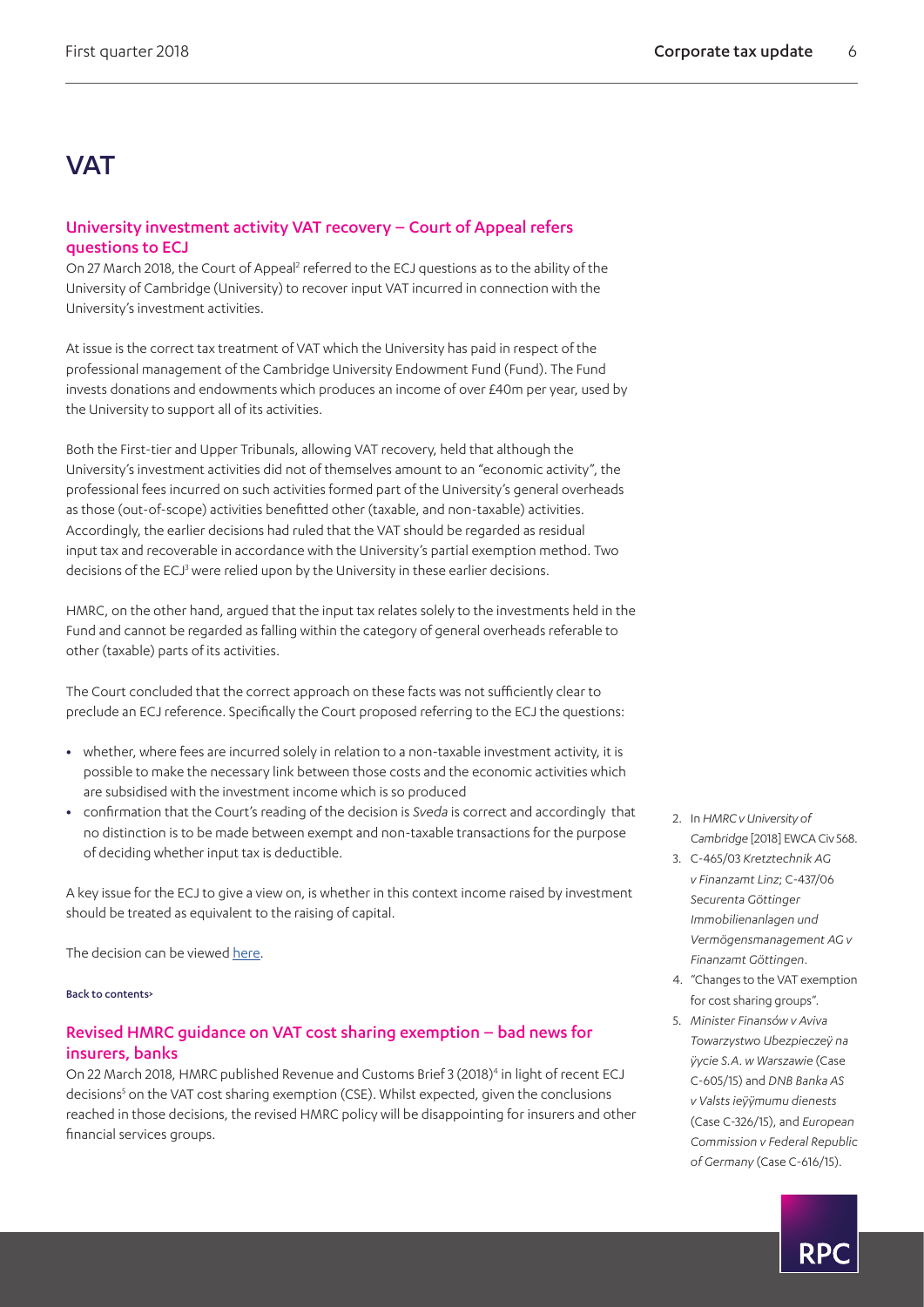# VAT

## University investment activity VAT recovery – Court of Appeal refers questions to ECJ

On 27 March 2018, the Court of Appeal[2] referred to the ECJ questions as to the ability of the University of Cambridge (University) to recover input VAT incurred in connection with the University's investment activities.

At issue is the correct tax treatment of VAT which the University has paid in respect of the professional management of the Cambridge University Endowment Fund (Fund). The Fund invests donations and endowments which produces an income of over £40m per year, used by the University to support all of its activities.

Both the First-tier and Upper Tribunals, allowing VAT recovery, held that although the University's investment activities did not of themselves amount to an "economic activity", the professional fees incurred on such activities formed part of the University's general overheads as those (out-of-scope) activities benefitted other (taxable, and non-taxable) activities. Accordingly, the earlier decisions had ruled that the VAT should be regarded as residual input tax and recoverable in accordance with the University's partial exemption method. Two decisions of the ECJ[3] were relied upon by the University in these earlier decisions.

HMRC, on the other hand, argued that the input tax relates solely to the investments held in the Fund and cannot be regarded as falling within the category of general overheads referable to other (taxable) parts of its activities.

The Court concluded that the correct approach on these facts was not sufficiently clear to preclude an ECJ reference. Specifically the Court proposed referring to the ECJ the questions:

- whether, where fees are incurred solely in relation to a non-taxable investment activity, it is possible to make the necessary link between those costs and the economic activities which are subsidised with the investment income which is so produced
- confirmation that the Court's reading of the decision is *Sveda* is correct and accordingly that no distinction is to be made between exempt and non-taxable transactions for the purpose of deciding whether input tax is deductible.

A key issue for the ECJ to give a view on, is whether in this context income raised by investment should be treated as equivalent to the raising of capital.

The decision can be viewed here.

Back to contents>

## Revised HMRC guidance on VAT cost sharing exemption – bad news for insurers, banks

On 22 March 2018, HMRC published Revenue and Customs Brief 3 (2018)[4] in light of recent ECJ decisions[5] on the VAT cost sharing exemption (CSE). Whilst expected, given the conclusions reached in those decisions, the revised HMRC policy will be disappointing for insurers and other financial services groups.

2. In *HMRC v University of Cambridge* [2018] EWCA Civ 568.
3. C-465/03 *Kretztechnik AG v Finanzamt Linz*; C-437/06 *Securenta Göttinger Immobilienanlagen und Vermögensmanagement AG v Finanzamt Göttingen*.
4. "Changes to the VAT exemption for cost sharing groups".
5. *Minister Finansów v Aviva Towarzystwo Ubezpieczeÿ na ÿycie S.A. w Warszawie* (Case C-605/15) and *DNB Banka AS v Valsts ieÿÿmumu dienests* (Case C-326/15), and *European Commission v Federal Republic of Germany* (Case C-616/15).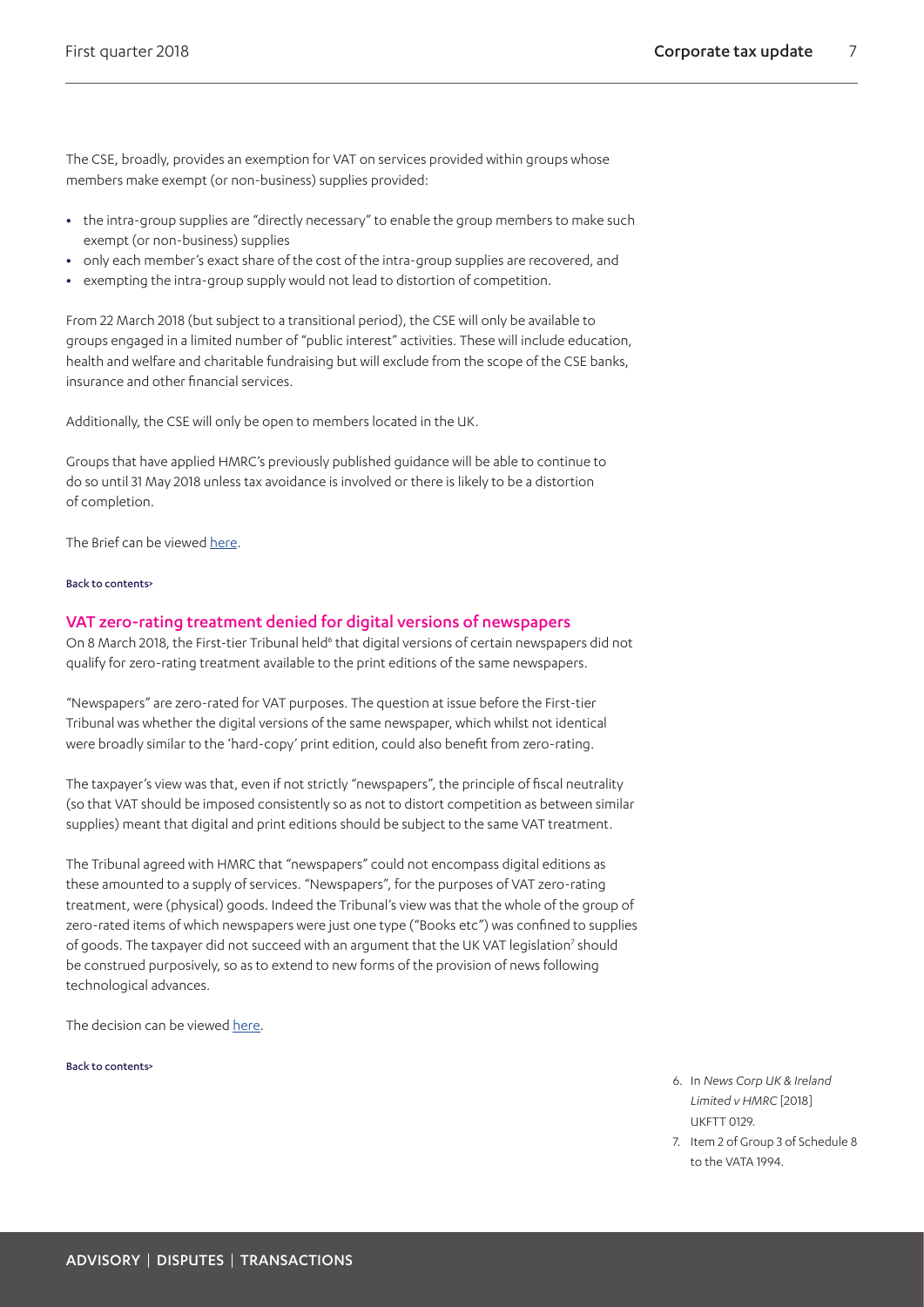The CSE, broadly, provides an exemption for VAT on services provided within groups whose members make exempt (or non-business) supplies provided:

- the intra-group supplies are "directly necessary" to enable the group members to make such exempt (or non-business) supplies
- only each member's exact share of the cost of the intra-group supplies are recovered, and
- exempting the intra-group supply would not lead to distortion of competition.

From 22 March 2018 (but subject to a transitional period), the CSE will only be available to groups engaged in a limited number of "public interest" activities. These will include education, health and welfare and charitable fundraising but will exclude from the scope of the CSE banks, insurance and other financial services.

Additionally, the CSE will only be open to members located in the UK.

Groups that have applied HMRC's previously published guidance will be able to continue to do so until 31 May 2018 unless tax avoidance is involved or there is likely to be a distortion of completion.

The Brief can be viewed here.

Back to contents>

## VAT zero-rating treatment denied for digital versions of newspapers

On 8 March 2018, the First-tier Tribunal held[6] that digital versions of certain newspapers did not qualify for zero-rating treatment available to the print editions of the same newspapers.

"Newspapers" are zero-rated for VAT purposes. The question at issue before the First-tier Tribunal was whether the digital versions of the same newspaper, which whilst not identical were broadly similar to the 'hard-copy' print edition, could also benefit from zero-rating.

The taxpayer's view was that, even if not strictly "newspapers", the principle of fiscal neutrality (so that VAT should be imposed consistently so as not to distort competition as between similar supplies) meant that digital and print editions should be subject to the same VAT treatment.

The Tribunal agreed with HMRC that "newspapers" could not encompass digital editions as these amounted to a supply of services. "Newspapers", for the purposes of VAT zero-rating treatment, were (physical) goods. Indeed the Tribunal's view was that the whole of the group of zero-rated items of which newspapers were just one type ("Books etc") was confined to supplies of goods. The taxpayer did not succeed with an argument that the UK VAT legislation[7] should be construed purposively, so as to extend to new forms of the provision of news following technological advances.

The decision can be viewed here.

Back to contents>

6. In *News Corp UK & Ireland Limited v HMRC* [2018] UKFTT 0129.
7. Item 2 of Group 3 of Schedule 8 to the VATA 1994.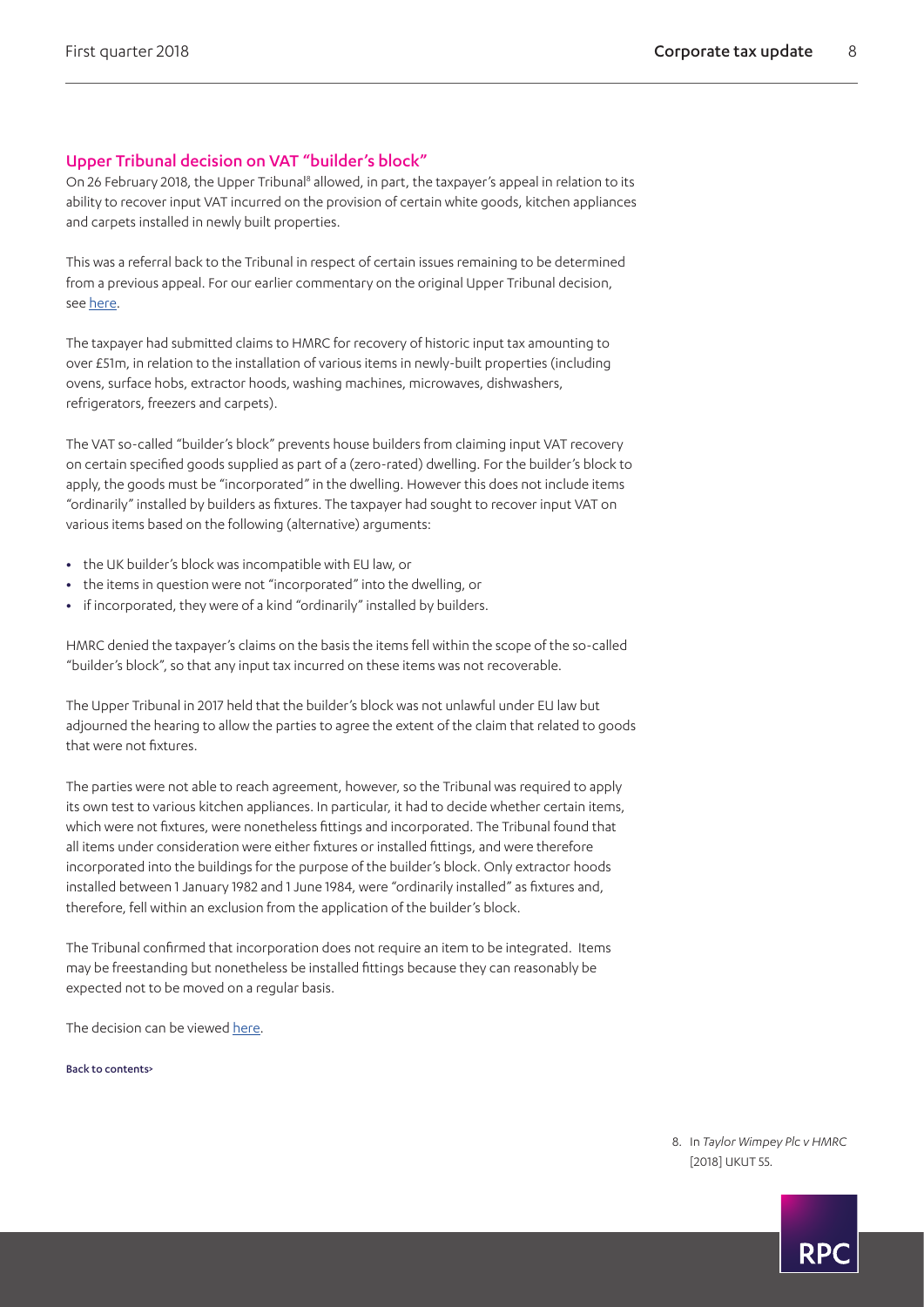## Upper Tribunal decision on VAT "builder's block"

On 26 February 2018, the Upper Tribunal[8] allowed, in part, the taxpayer's appeal in relation to its ability to recover input VAT incurred on the provision of certain white goods, kitchen appliances and carpets installed in newly built properties.

This was a referral back to the Tribunal in respect of certain issues remaining to be determined from a previous appeal. For our earlier commentary on the original Upper Tribunal decision, see here.

The taxpayer had submitted claims to HMRC for recovery of historic input tax amounting to over £51m, in relation to the installation of various items in newly-built properties (including ovens, surface hobs, extractor hoods, washing machines, microwaves, dishwashers, refrigerators, freezers and carpets).

The VAT so-called "builder's block" prevents house builders from claiming input VAT recovery on certain specified goods supplied as part of a (zero-rated) dwelling. For the builder's block to apply, the goods must be "incorporated" in the dwelling. However this does not include items "ordinarily" installed by builders as fixtures. The taxpayer had sought to recover input VAT on various items based on the following (alternative) arguments:

- the UK builder's block was incompatible with EU law, or
- the items in question were not "incorporated" into the dwelling, or
- if incorporated, they were of a kind "ordinarily" installed by builders.

HMRC denied the taxpayer's claims on the basis the items fell within the scope of the so-called "builder's block", so that any input tax incurred on these items was not recoverable.

The Upper Tribunal in 2017 held that the builder's block was not unlawful under EU law but adjourned the hearing to allow the parties to agree the extent of the claim that related to goods that were not fixtures.

The parties were not able to reach agreement, however, so the Tribunal was required to apply its own test to various kitchen appliances. In particular, it had to decide whether certain items, which were not fixtures, were nonetheless fittings and incorporated. The Tribunal found that all items under consideration were either fixtures or installed fittings, and were therefore incorporated into the buildings for the purpose of the builder's block. Only extractor hoods installed between 1 January 1982 and 1 June 1984, were "ordinarily installed" as fixtures and, therefore, fell within an exclusion from the application of the builder's block.

The Tribunal confirmed that incorporation does not require an item to be integrated. Items may be freestanding but nonetheless be installed fittings because they can reasonably be expected not to be moved on a regular basis.

The decision can be viewed here.

Back to contents>

8. In *Taylor Wimpey Plc v HMRC* [2018] UKUT 55.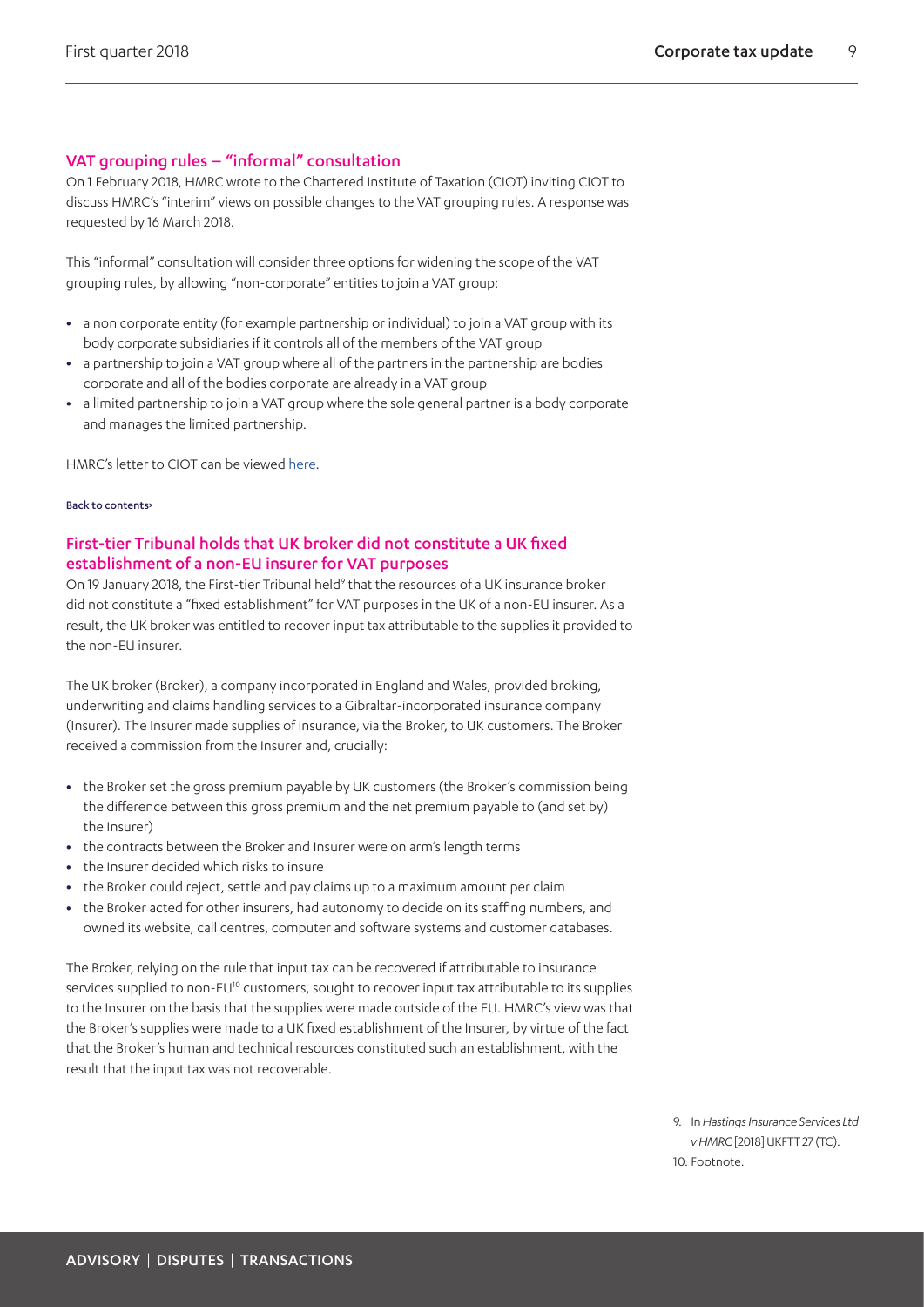## VAT grouping rules – "informal" consultation

On 1 February 2018, HMRC wrote to the Chartered Institute of Taxation (CIOT) inviting CIOT to discuss HMRC's "interim" views on possible changes to the VAT grouping rules. A response was requested by 16 March 2018.

This "informal" consultation will consider three options for widening the scope of the VAT grouping rules, by allowing "non-corporate" entities to join a VAT group:

- a non corporate entity (for example partnership or individual) to join a VAT group with its body corporate subsidiaries if it controls all of the members of the VAT group
- a partnership to join a VAT group where all of the partners in the partnership are bodies corporate and all of the bodies corporate are already in a VAT group
- a limited partnership to join a VAT group where the sole general partner is a body corporate and manages the limited partnership.

HMRC's letter to CIOT can be viewed here.

Back to contents>

## First-tier Tribunal holds that UK broker did not constitute a UK fixed establishment of a non-EU insurer for VAT purposes

On 19 January 2018, the First-tier Tribunal held[9] that the resources of a UK insurance broker did not constitute a "fixed establishment" for VAT purposes in the UK of a non-EU insurer. As a result, the UK broker was entitled to recover input tax attributable to the supplies it provided to the non-EU insurer.

The UK broker (Broker), a company incorporated in England and Wales, provided broking, underwriting and claims handling services to a Gibraltar-incorporated insurance company (Insurer). The Insurer made supplies of insurance, via the Broker, to UK customers. The Broker received a commission from the Insurer and, crucially:

- the Broker set the gross premium payable by UK customers (the Broker's commission being the difference between this gross premium and the net premium payable to (and set by) the Insurer)
- the contracts between the Broker and Insurer were on arm's length terms
- the Insurer decided which risks to insure
- the Broker could reject, settle and pay claims up to a maximum amount per claim
- the Broker acted for other insurers, had autonomy to decide on its staffing numbers, and owned its website, call centres, computer and software systems and customer databases.

The Broker, relying on the rule that input tax can be recovered if attributable to insurance services supplied to non-EU[10] customers, sought to recover input tax attributable to its supplies to the Insurer on the basis that the supplies were made outside of the EU. HMRC's view was that the Broker's supplies were made to a UK fixed establishment of the Insurer, by virtue of the fact that the Broker's human and technical resources constituted such an establishment, with the result that the input tax was not recoverable.

9. In *Hastings Insurance Services Ltd v HMRC* [2018] UKFTT 27 (TC).

10. Footnote.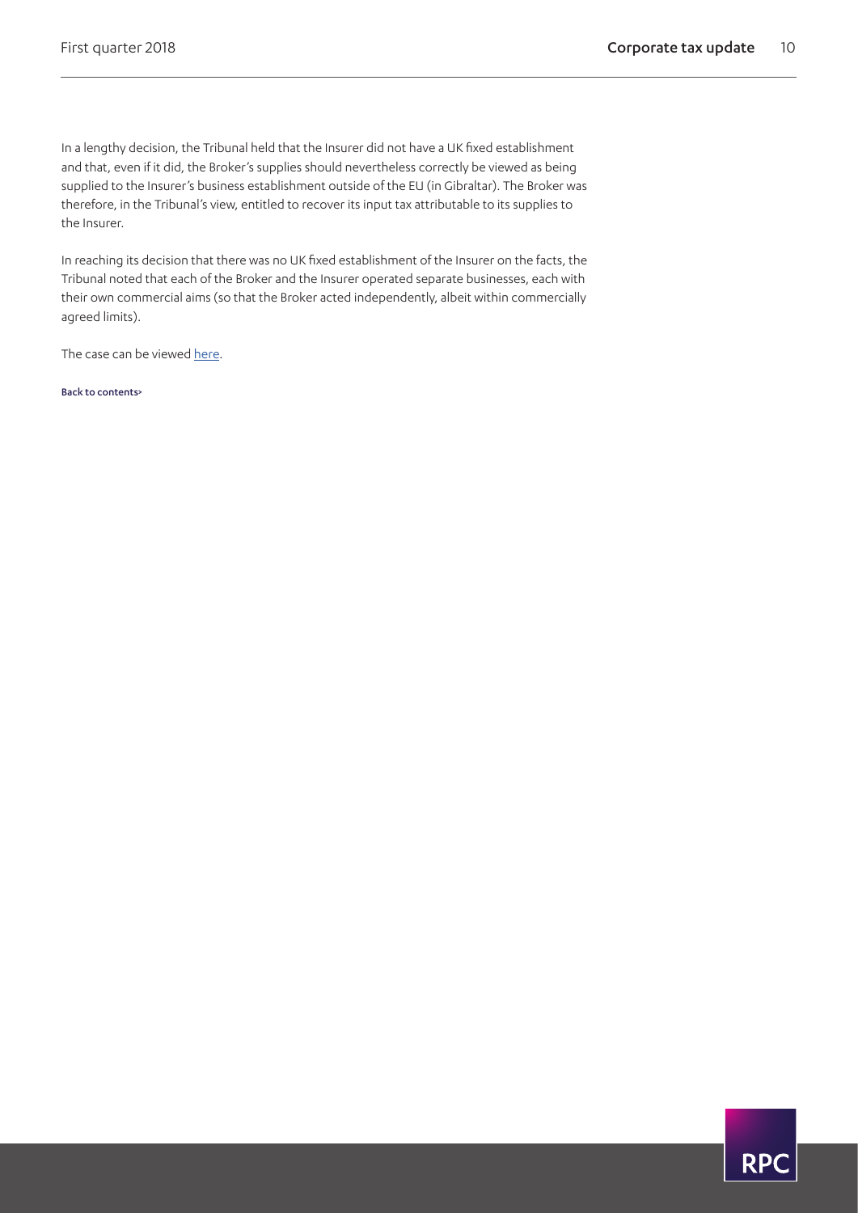In a lengthy decision, the Tribunal held that the Insurer did not have a UK fixed establishment and that, even if it did, the Broker's supplies should nevertheless correctly be viewed as being supplied to the Insurer's business establishment outside of the EU (in Gibraltar). The Broker was therefore, in the Tribunal's view, entitled to recover its input tax attributable to its supplies to the Insurer.

In reaching its decision that there was no UK fixed establishment of the Insurer on the facts, the Tribunal noted that each of the Broker and the Insurer operated separate businesses, each with their own commercial aims (so that the Broker acted independently, albeit within commercially agreed limits).

The case can be viewed here.

Back to contents>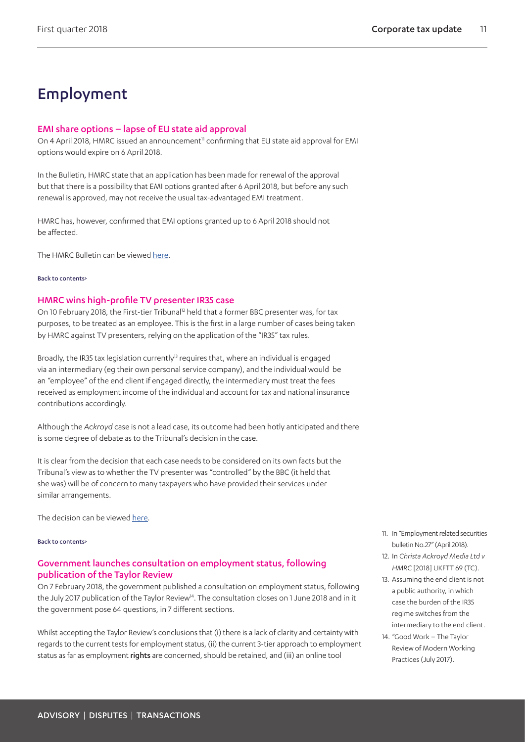# Employment

## EMI share options – lapse of EU state aid approval

On 4 April 2018, HMRC issued an announcement[11] confirming that EU state aid approval for EMI options would expire on 6 April 2018.

In the Bulletin, HMRC state that an application has been made for renewal of the approval but that there is a possibility that EMI options granted after 6 April 2018, but before any such renewal is approved, may not receive the usual tax-advantaged EMI treatment.

HMRC has, however, confirmed that EMI options granted up to 6 April 2018 should not be affected.

The HMRC Bulletin can be viewed here.

Back to contents>

## HMRC wins high-profile TV presenter IR35 case

On 10 February 2018, the First-tier Tribunal[12] held that a former BBC presenter was, for tax purposes, to be treated as an employee. This is the first in a large number of cases being taken by HMRC against TV presenters, relying on the application of the "IR35" tax rules.

Broadly, the IR35 tax legislation currently[13] requires that, where an individual is engaged via an intermediary (eg their own personal service company), and the individual would be an "employee" of the end client if engaged directly, the intermediary must treat the fees received as employment income of the individual and account for tax and national insurance contributions accordingly.

Although the *Ackroyd* case is not a lead case, its outcome had been hotly anticipated and there is some degree of debate as to the Tribunal's decision in the case.

It is clear from the decision that each case needs to be considered on its own facts but the Tribunal's view as to whether the TV presenter was "controlled" by the BBC (it held that she was) will be of concern to many taxpayers who have provided their services under similar arrangements.

The decision can be viewed here.

Back to contents>

## Government launches consultation on employment status, following publication of the Taylor Review

On 7 February 2018, the government published a consultation on employment status, following the July 2017 publication of the Taylor Review[14]. The consultation closes on 1 June 2018 and in it the government pose 64 questions, in 7 different sections.

Whilst accepting the Taylor Review's conclusions that (i) there is a lack of clarity and certainty with regards to the current tests for employment status, (ii) the current 3-tier approach to employment status as far as employment **rights** are concerned, should be retained, and (iii) an online tool

11. In "Employment related securities bulletin No.27" (April 2018).
12. In *Christa Ackroyd Media Ltd v HMRC* [2018] UKFTT 69 (TC).
13. Assuming the end client is not a public authority, in which case the burden of the IR35 regime switches from the intermediary to the end client.
14. "Good Work – The Taylor Review of Modern Working Practices (July 2017).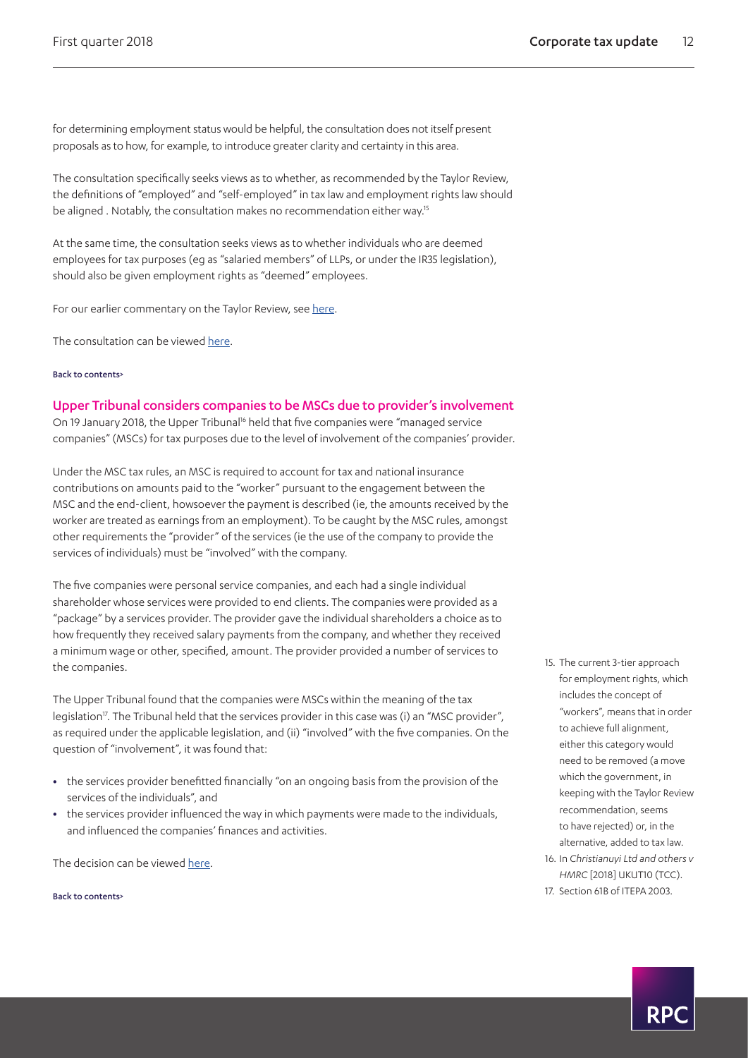for determining employment status would be helpful, the consultation does not itself present proposals as to how, for example, to introduce greater clarity and certainty in this area.

The consultation specifically seeks views as to whether, as recommended by the Taylor Review, the definitions of "employed" and "self-employed" in tax law and employment rights law should be aligned . Notably, the consultation makes no recommendation either way.[15]

At the same time, the consultation seeks views as to whether individuals who are deemed employees for tax purposes (eg as "salaried members" of LLPs, or under the IR35 legislation), should also be given employment rights as "deemed" employees.

For our earlier commentary on the Taylor Review, see here.

The consultation can be viewed here.

Back to contents>

## Upper Tribunal considers companies to be MSCs due to provider's involvement

On 19 January 2018, the Upper Tribunal[16] held that five companies were "managed service companies" (MSCs) for tax purposes due to the level of involvement of the companies' provider.

Under the MSC tax rules, an MSC is required to account for tax and national insurance contributions on amounts paid to the "worker" pursuant to the engagement between the MSC and the end-client, howsoever the payment is described (ie, the amounts received by the worker are treated as earnings from an employment). To be caught by the MSC rules, amongst other requirements the "provider" of the services (ie the use of the company to provide the services of individuals) must be "involved" with the company.

The five companies were personal service companies, and each had a single individual shareholder whose services were provided to end clients. The companies were provided as a "package" by a services provider. The provider gave the individual shareholders a choice as to how frequently they received salary payments from the company, and whether they received a minimum wage or other, specified, amount. The provider provided a number of services to the companies.

The Upper Tribunal found that the companies were MSCs within the meaning of the tax legislation[17]. The Tribunal held that the services provider in this case was (i) an "MSC provider", as required under the applicable legislation, and (ii) "involved" with the five companies. On the question of "involvement", it was found that:

- the services provider benefitted financially "on an ongoing basis from the provision of the services of the individuals", and
- the services provider influenced the way in which payments were made to the individuals, and influenced the companies' finances and activities.

The decision can be viewed here.

Back to contents>

15. The current 3-tier approach for employment rights, which includes the concept of "workers", means that in order to achieve full alignment, either this category would need to be removed (a move which the government, in keeping with the Taylor Review recommendation, seems to have rejected) or, in the alternative, added to tax law.
16. In *Christianuyi Ltd and others v HMRC* [2018] UKUT10 (TCC).
17. Section 61B of ITEPA 2003.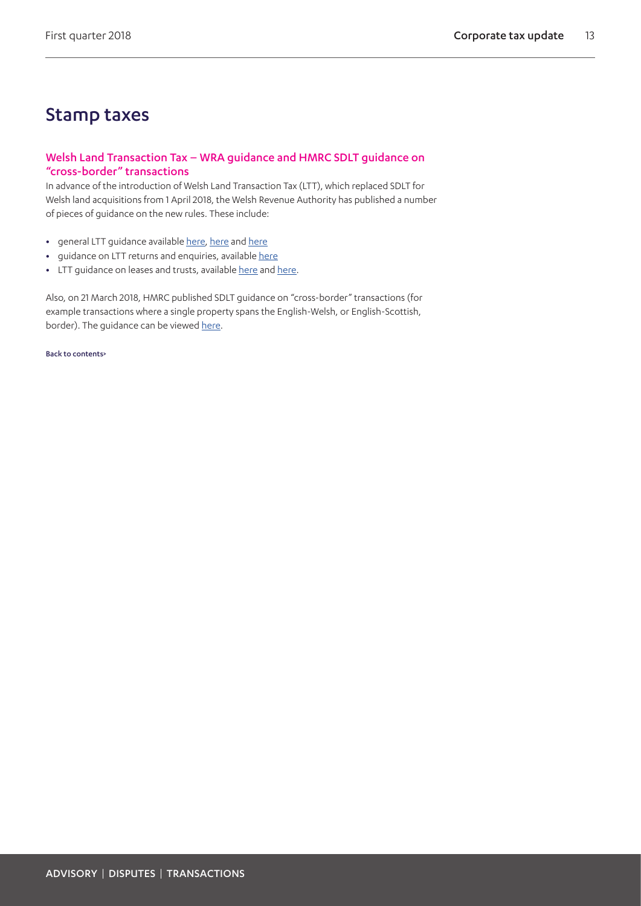# Stamp taxes

### Welsh Land Transaction Tax – WRA guidance and HMRC SDLT guidance on "cross-border" transactions

In advance of the introduction of Welsh Land Transaction Tax (LTT), which replaced SDLT for Welsh land acquisitions from 1 April 2018, the Welsh Revenue Authority has published a number of pieces of guidance on the new rules. These include:

- general LTT guidance available here, here and here
- guidance on LTT returns and enquiries, available here
- LTT guidance on leases and trusts, available here and here.

Also, on 21 March 2018, HMRC published SDLT guidance on "cross-border" transactions (for example transactions where a single property spans the English-Welsh, or English-Scottish, border). The guidance can be viewed here.

Back to contents>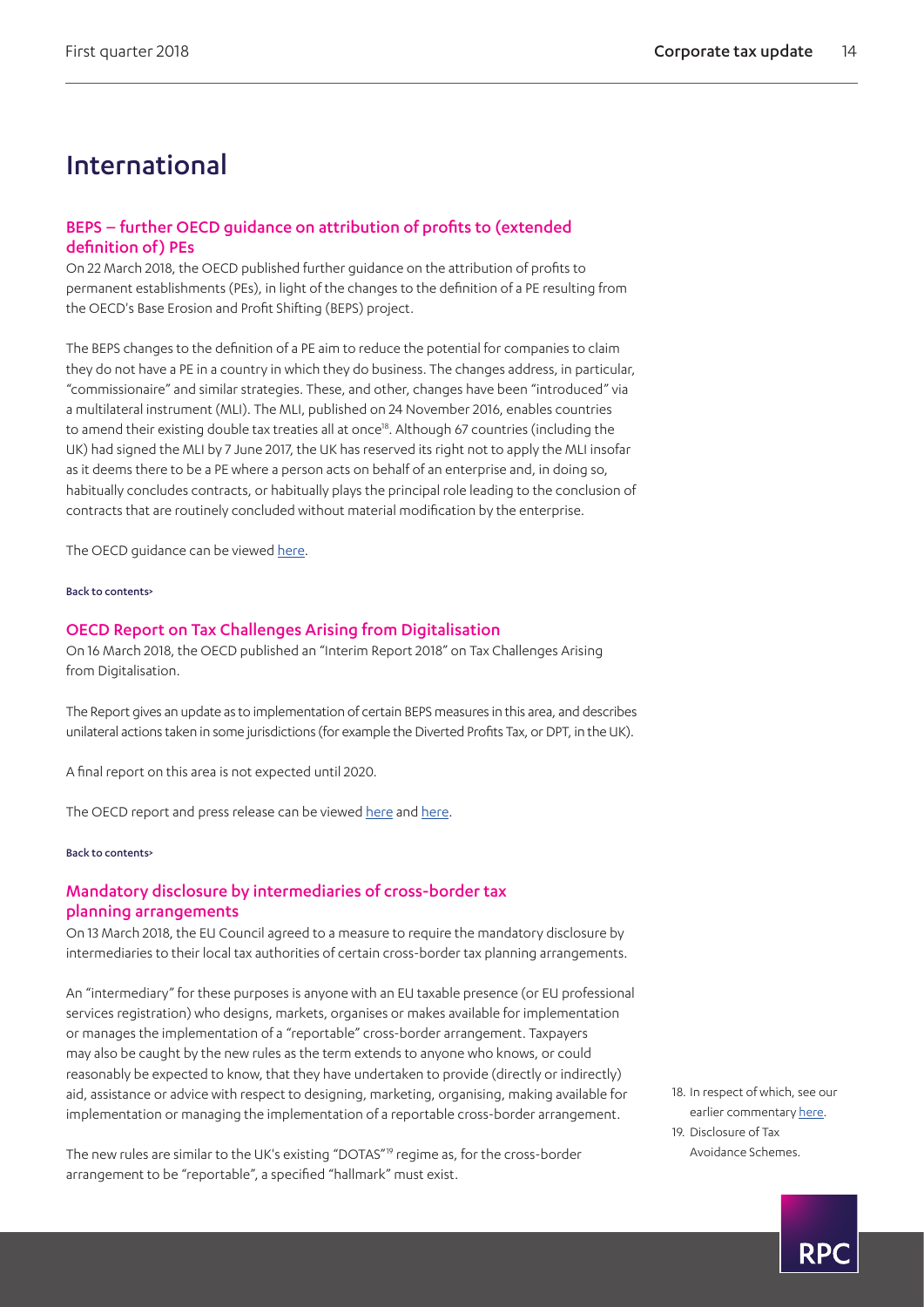# International

## BEPS – further OECD guidance on attribution of profits to (extended definition of) PEs

On 22 March 2018, the OECD published further guidance on the attribution of profits to permanent establishments (PEs), in light of the changes to the definition of a PE resulting from the OECD's Base Erosion and Profit Shifting (BEPS) project.

The BEPS changes to the definition of a PE aim to reduce the potential for companies to claim they do not have a PE in a country in which they do business. The changes address, in particular, "commissionaire" and similar strategies. These, and other, changes have been "introduced" via a multilateral instrument (MLI). The MLI, published on 24 November 2016, enables countries to amend their existing double tax treaties all at once[18]. Although 67 countries (including the UK) had signed the MLI by 7 June 2017, the UK has reserved its right not to apply the MLI insofar as it deems there to be a PE where a person acts on behalf of an enterprise and, in doing so, habitually concludes contracts, or habitually plays the principal role leading to the conclusion of contracts that are routinely concluded without material modification by the enterprise.

The OECD guidance can be viewed here.

Back to contents>

## OECD Report on Tax Challenges Arising from Digitalisation

On 16 March 2018, the OECD published an "Interim Report 2018" on Tax Challenges Arising from Digitalisation.

The Report gives an update as to implementation of certain BEPS measures in this area, and describes unilateral actions taken in some jurisdictions (for example the Diverted Profits Tax, or DPT, in the UK).

A final report on this area is not expected until 2020.

The OECD report and press release can be viewed here and here.

Back to contents>

## Mandatory disclosure by intermediaries of cross-border tax planning arrangements

On 13 March 2018, the EU Council agreed to a measure to require the mandatory disclosure by intermediaries to their local tax authorities of certain cross-border tax planning arrangements.

An "intermediary" for these purposes is anyone with an EU taxable presence (or EU professional services registration) who designs, markets, organises or makes available for implementation or manages the implementation of a "reportable" cross-border arrangement. Taxpayers may also be caught by the new rules as the term extends to anyone who knows, or could reasonably be expected to know, that they have undertaken to provide (directly or indirectly) aid, assistance or advice with respect to designing, marketing, organising, making available for implementation or managing the implementation of a reportable cross-border arrangement.

The new rules are similar to the UK's existing "DOTAS"[19] regime as, for the cross-border arrangement to be "reportable", a specified "hallmark" must exist.

18. In respect of which, see our earlier commentary here.
19. Disclosure of Tax Avoidance Schemes.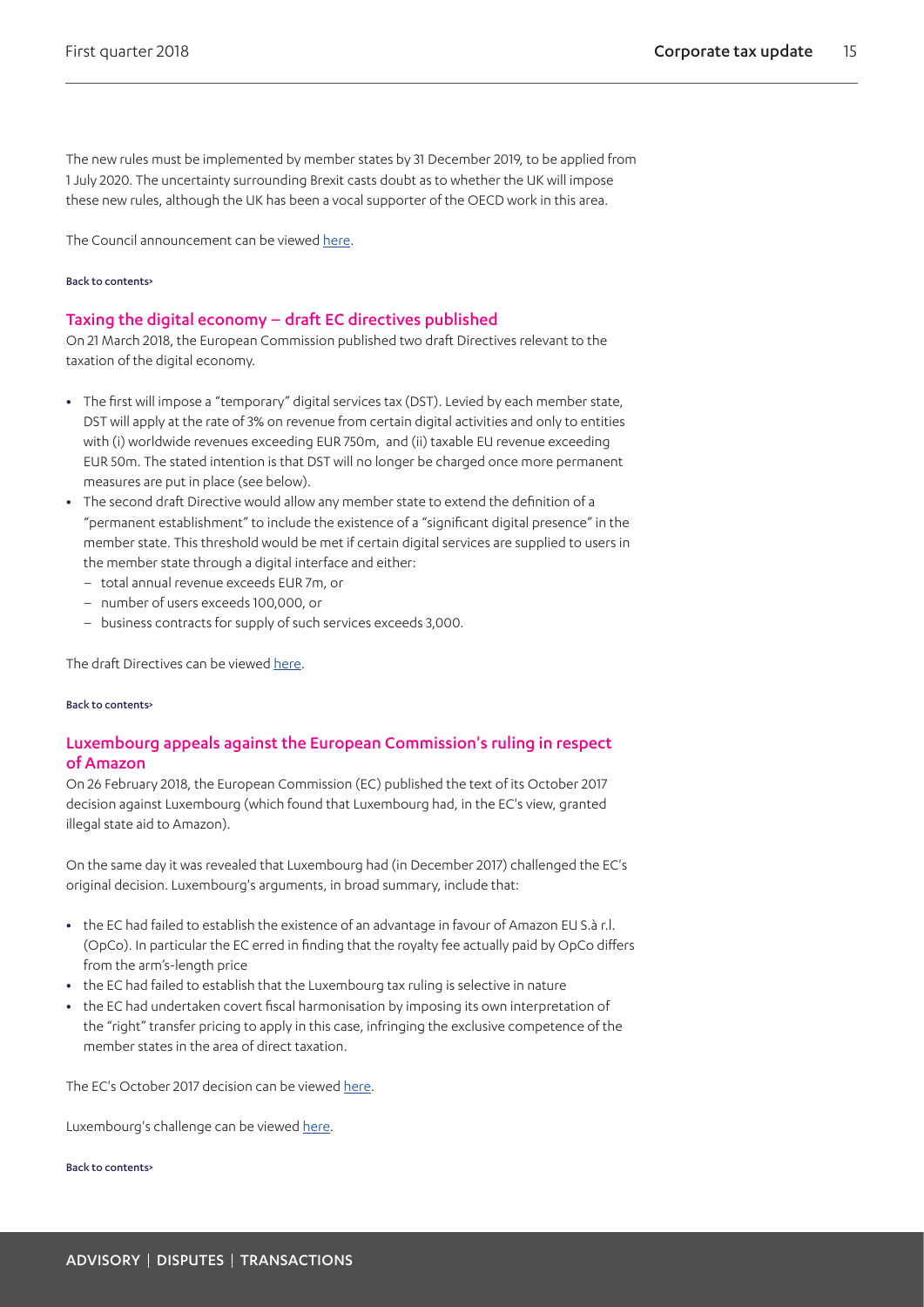The new rules must be implemented by member states by 31 December 2019, to be applied from 1 July 2020. The uncertainty surrounding Brexit casts doubt as to whether the UK will impose these new rules, although the UK has been a vocal supporter of the OECD work in this area.

The Council announcement can be viewed [here](#).

Back to contents>

## Taxing the digital economy – draft EC directives published

On 21 March 2018, the European Commission published two draft Directives relevant to the taxation of the digital economy.

- The first will impose a "temporary" digital services tax (DST). Levied by each member state, DST will apply at the rate of 3% on revenue from certain digital activities and only to entities with (i) worldwide revenues exceeding EUR 750m, and (ii) taxable EU revenue exceeding EUR 50m. The stated intention is that DST will no longer be charged once more permanent measures are put in place (see below).
- The second draft Directive would allow any member state to extend the definition of a "permanent establishment" to include the existence of a "significant digital presence" in the member state. This threshold would be met if certain digital services are supplied to users in the member state through a digital interface and either:
  - total annual revenue exceeds EUR 7m, or
  - number of users exceeds 100,000, or
  - business contracts for supply of such services exceeds 3,000.

The draft Directives can be viewed [here](#).

Back to contents>

## Luxembourg appeals against the European Commission's ruling in respect of Amazon

On 26 February 2018, the European Commission (EC) published the text of its October 2017 decision against Luxembourg (which found that Luxembourg had, in the EC's view, granted illegal state aid to Amazon).

On the same day it was revealed that Luxembourg had (in December 2017) challenged the EC's original decision. Luxembourg's arguments, in broad summary, include that:

- the EC had failed to establish the existence of an advantage in favour of Amazon EU S.à r.l. (OpCo). In particular the EC erred in finding that the royalty fee actually paid by OpCo differs from the arm's-length price
- the EC had failed to establish that the Luxembourg tax ruling is selective in nature
- the EC had undertaken covert fiscal harmonisation by imposing its own interpretation of the "right" transfer pricing to apply in this case, infringing the exclusive competence of the member states in the area of direct taxation.

The EC's October 2017 decision can be viewed [here](#).

Luxembourg's challenge can be viewed [here](#).

Back to contents>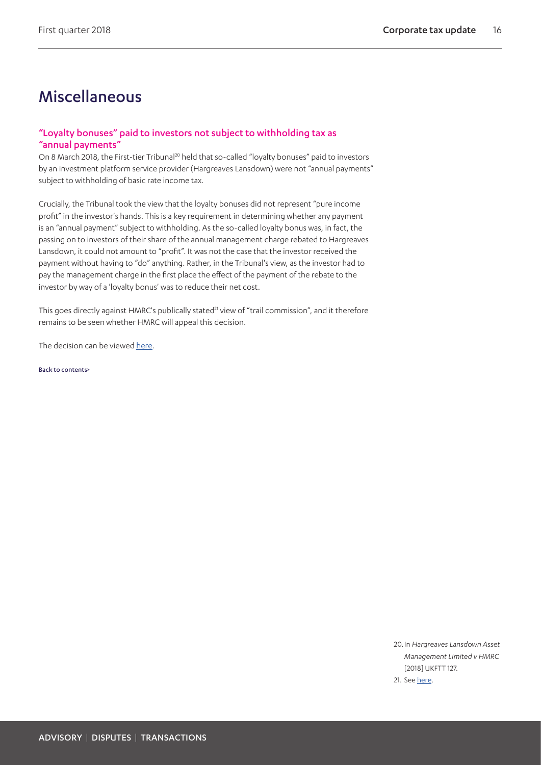# Miscellaneous

## "Loyalty bonuses" paid to investors not subject to withholding tax as "annual payments"

On 8 March 2018, the First-tier Tribunal[20] held that so-called "loyalty bonuses" paid to investors by an investment platform service provider (Hargreaves Lansdown) were not "annual payments" subject to withholding of basic rate income tax.

Crucially, the Tribunal took the view that the loyalty bonuses did not represent "pure income profit" in the investor's hands. This is a key requirement in determining whether any payment is an "annual payment" subject to withholding. As the so-called loyalty bonus was, in fact, the passing on to investors of their share of the annual management charge rebated to Hargreaves Lansdown, it could not amount to "profit". It was not the case that the investor received the payment without having to "do" anything. Rather, in the Tribunal's view, as the investor had to pay the management charge in the first place the effect of the payment of the rebate to the investor by way of a 'loyalty bonus' was to reduce their net cost.

This goes directly against HMRC's publically stated[21] view of "trail commission", and it therefore remains to be seen whether HMRC will appeal this decision.

The decision can be viewed here.

Back to contents>

20. In *Hargreaves Lansdown Asset Management Limited v HMRC* [2018] UKFTT 127.
21. See here.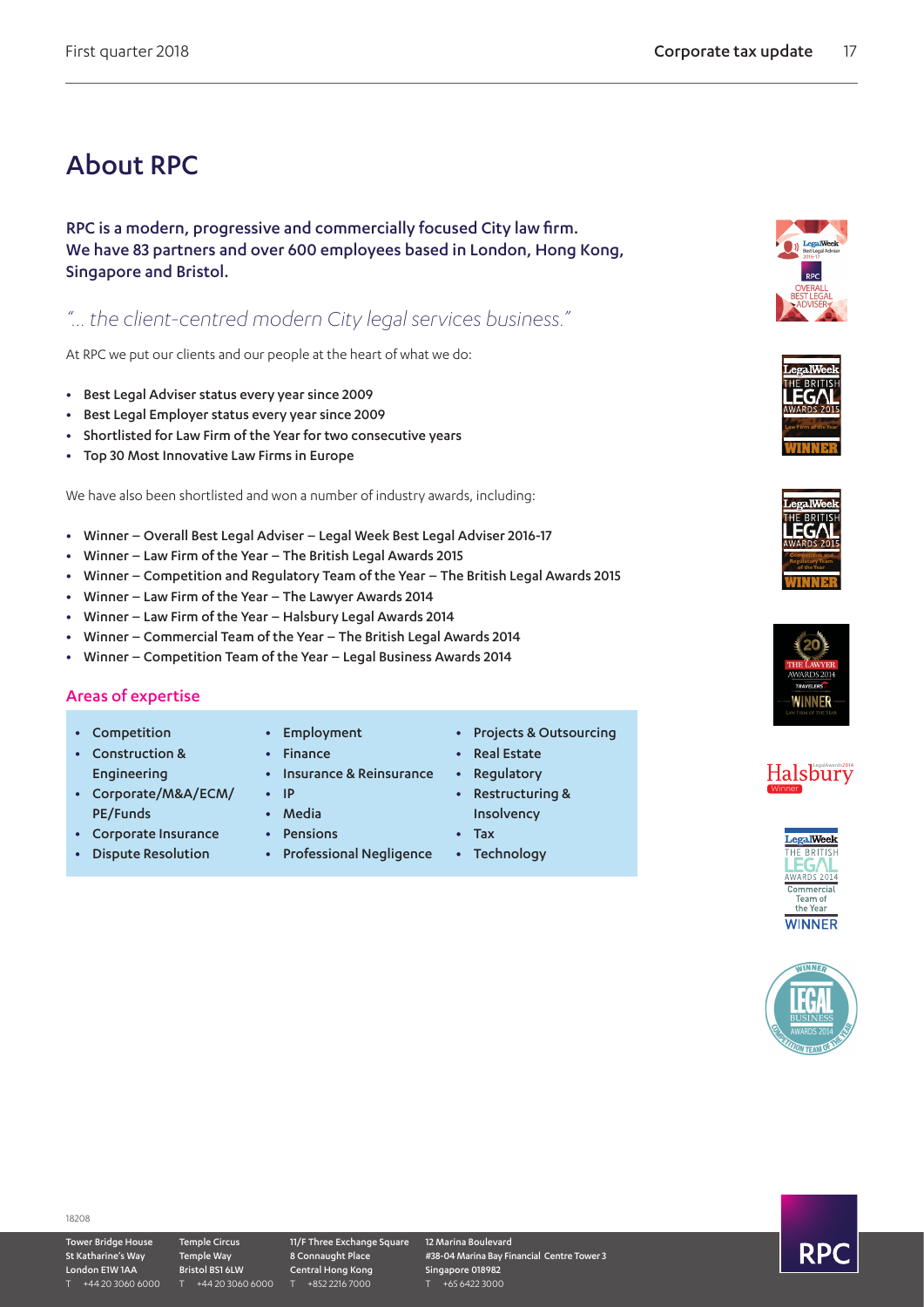# About RPC

**RPC is a modern, progressive and commercially focused City law firm. We have 83 partners and over 600 employees based in London, Hong Kong, Singapore and Bristol.**

*"... the client-centred modern City legal services business."*

At RPC we put our clients and our people at the heart of what we do:

- Best Legal Adviser status every year since 2009
- Best Legal Employer status every year since 2009
- Shortlisted for Law Firm of the Year for two consecutive years
- Top 30 Most Innovative Law Firms in Europe

We have also been shortlisted and won a number of industry awards, including:

- Winner – Overall Best Legal Adviser – Legal Week Best Legal Adviser 2016-17
- Winner – Law Firm of the Year – The British Legal Awards 2015
- Winner – Competition and Regulatory Team of the Year – The British Legal Awards 2015
- Winner – Law Firm of the Year – The Lawyer Awards 2014
- Winner – Law Firm of the Year – Halsbury Legal Awards 2014
- Winner – Commercial Team of the Year – The British Legal Awards 2014
- Winner – Competition Team of the Year – Legal Business Awards 2014

## Areas of expertise

- Competition
- Construction & Engineering
- Corporate/M&A/ECM/PE/Funds
- Corporate Insurance
- Dispute Resolution
- Employment
- Finance
- Insurance & Reinsurance
- IP
- Media
- Pensions
- Professional Negligence
- Projects & Outsourcing
- Real Estate
- Regulatory
- Restructuring & Insolvency
- Tax
- Technology

18208

Tower Bridge House
St Katharine's Way
London E1W 1AA
T +44 20 3060 6000

Temple Circus
Temple Way
Bristol BS1 6LW
T +44 20 3060 6000

11/F Three Exchange Square
8 Connaught Place
Central Hong Kong
T +852 2216 7000

12 Marina Boulevard
#38-04 Marina Bay Financial Centre Tower 3
Singapore 018982
T +65 6422 3000